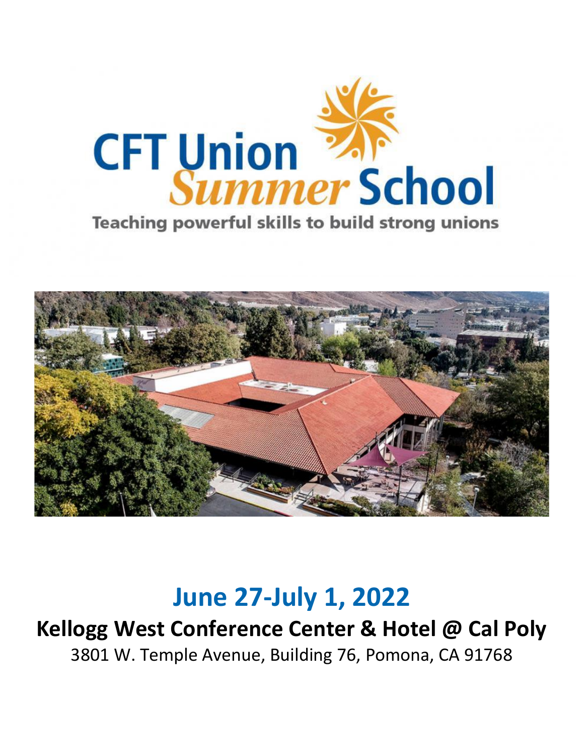# CFT Union *Summer* School

Teaching powerful skills to build strong unions

## June 27-July 1, 2022

**Kellogg West Conference Center & Hotel @ Cal Poly**

3801 W. Temple Avenue, Building 76, Pomona, CA 91768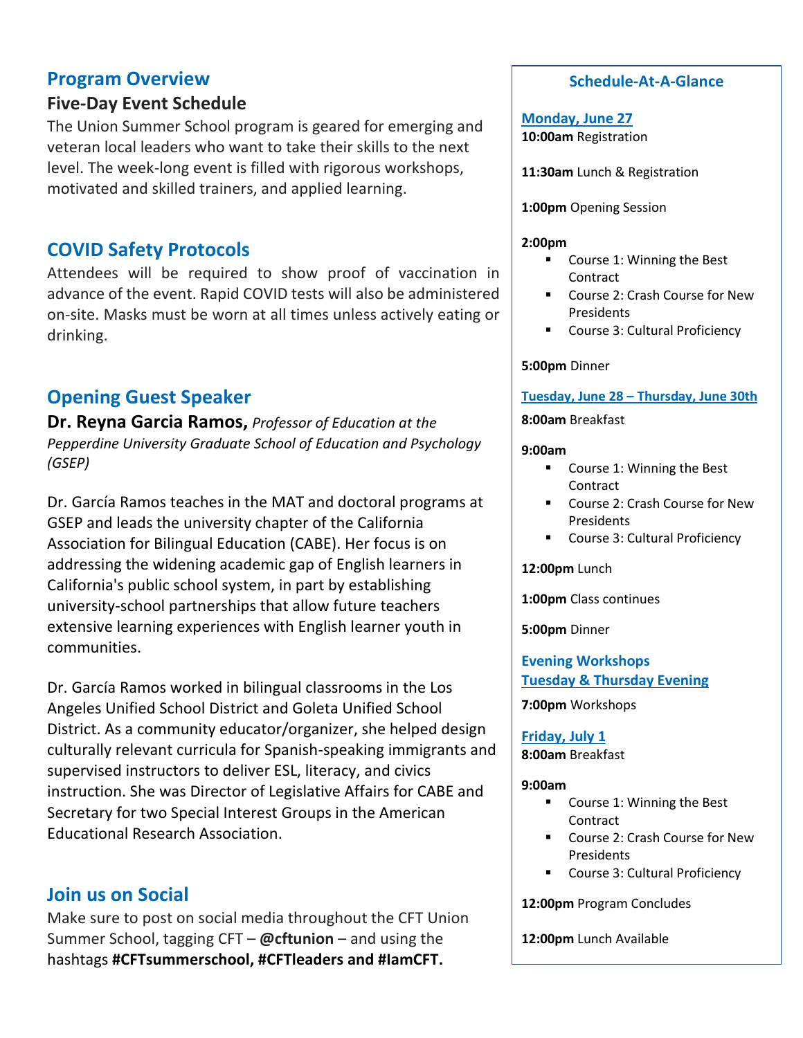## Program Overview

### Five-Day Event Schedule

The Union Summer School program is geared for emerging and veteran local leaders who want to take their skills to the next level. The week-long event is filled with rigorous workshops, motivated and skilled trainers, and applied learning.

## COVID Safety Protocols

Attendees will be required to show proof of vaccination in advance of the event. Rapid COVID tests will also be administered on-site. Masks must be worn at all times unless actively eating or drinking.

## Opening Guest Speaker

**Dr. Reyna Garcia Ramos,** *Professor of Education at the Pepperdine University Graduate School of Education and Psychology (GSEP)*

Dr. García Ramos teaches in the MAT and doctoral programs at GSEP and leads the university chapter of the California Association for Bilingual Education (CABE). Her focus is on addressing the widening academic gap of English learners in California's public school system, in part by establishing university-school partnerships that allow future teachers extensive learning experiences with English learner youth in communities.

Dr. García Ramos worked in bilingual classrooms in the Los Angeles Unified School District and Goleta Unified School District. As a community educator/organizer, she helped design culturally relevant curricula for Spanish-speaking immigrants and supervised instructors to deliver ESL, literacy, and civics instruction. She was Director of Legislative Affairs for CABE and Secretary for two Special Interest Groups in the American Educational Research Association.

## Join us on Social

Make sure to post on social media throughout the CFT Union Summer School, tagging CFT – **@cftunion** – and using the hashtags **#CFTsummerschool, #CFTleaders and #IamCFT.**

## Schedule-At-A-Glance

**Monday, June 27**

**10:00am** Registration

**11:30am** Lunch & Registration

**1:00pm** Opening Session

**2:00pm**

- Course 1: Winning the Best Contract
- Course 2: Crash Course for New Presidents
- Course 3: Cultural Proficiency

**5:00pm** Dinner

**Tuesday, June 28 – Thursday, June 30th**

**8:00am** Breakfast

**9:00am**

- Course 1: Winning the Best Contract
- Course 2: Crash Course for New Presidents
- Course 3: Cultural Proficiency

**12:00pm** Lunch

**1:00pm** Class continues

**5:00pm** Dinner

**Evening Workshops**

**Tuesday & Thursday Evening**

**7:00pm** Workshops

**Friday, July 1**

**8:00am** Breakfast

**9:00am**

- Course 1: Winning the Best Contract
- Course 2: Crash Course for New Presidents
- Course 3: Cultural Proficiency

**12:00pm** Program Concludes

**12:00pm** Lunch Available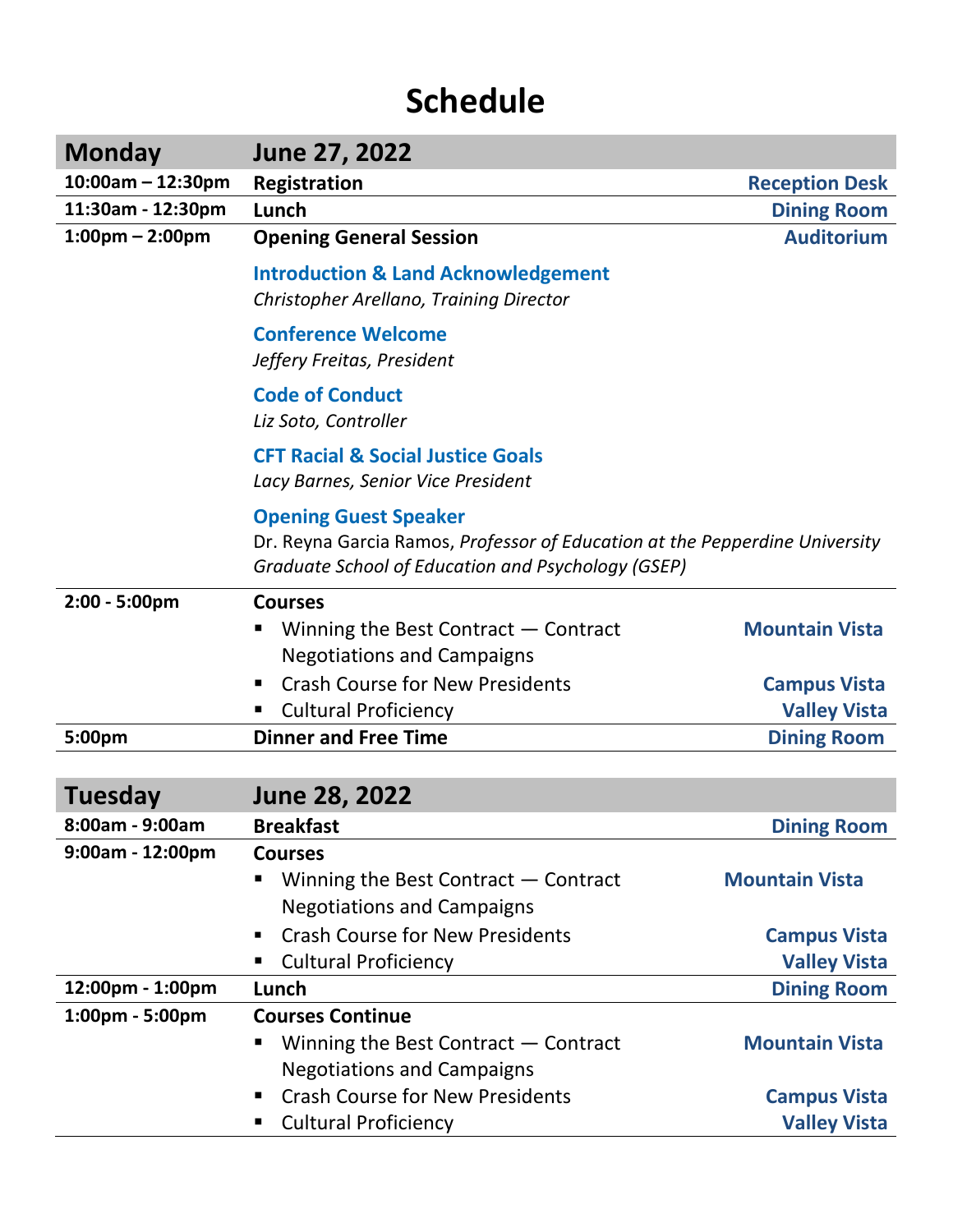# Schedule

| Monday | June 27, 2022 | |
|---|---|---|
| 10:00am – 12:30pm | **Registration** | **Reception Desk** |
| 11:30am - 12:30pm | **Lunch** | **Dining Room** |
| 1:00pm – 2:00pm | **Opening General Session**<br><br>**Introduction & Land Acknowledgement**<br>*Christopher Arellano, Training Director*<br><br>**Conference Welcome**<br>*Jeffery Freitas, President*<br><br>**Code of Conduct**<br>*Liz Soto, Controller*<br><br>**CFT Racial & Social Justice Goals**<br>*Lacy Barnes, Senior Vice President*<br><br>**Opening Guest Speaker**<br>Dr. Reyna Garcia Ramos, *Professor of Education at the Pepperdine University Graduate School of Education and Psychology (GSEP)* | **Auditorium** |
| 2:00 - 5:00pm | **Courses**<br>▪ Winning the Best Contract — Contract Negotiations and Campaigns<br>▪ Crash Course for New Presidents<br>▪ Cultural Proficiency | **Mountain Vista**<br>**Campus Vista**<br>**Valley Vista** |
| 5:00pm | **Dinner and Free Time** | **Dining Room** |

| Tuesday | June 28, 2022 | |
|---|---|---|
| 8:00am - 9:00am | **Breakfast** | **Dining Room** |
| 9:00am - 12:00pm | **Courses**<br>▪ Winning the Best Contract — Contract Negotiations and Campaigns<br>▪ Crash Course for New Presidents<br>▪ Cultural Proficiency | **Mountain Vista**<br>**Campus Vista**<br>**Valley Vista** |
| 12:00pm - 1:00pm | **Lunch** | **Dining Room** |
| 1:00pm - 5:00pm | **Courses Continue**<br>▪ Winning the Best Contract — Contract Negotiations and Campaigns<br>▪ Crash Course for New Presidents<br>▪ Cultural Proficiency | **Mountain Vista**<br>**Campus Vista**<br>**Valley Vista** |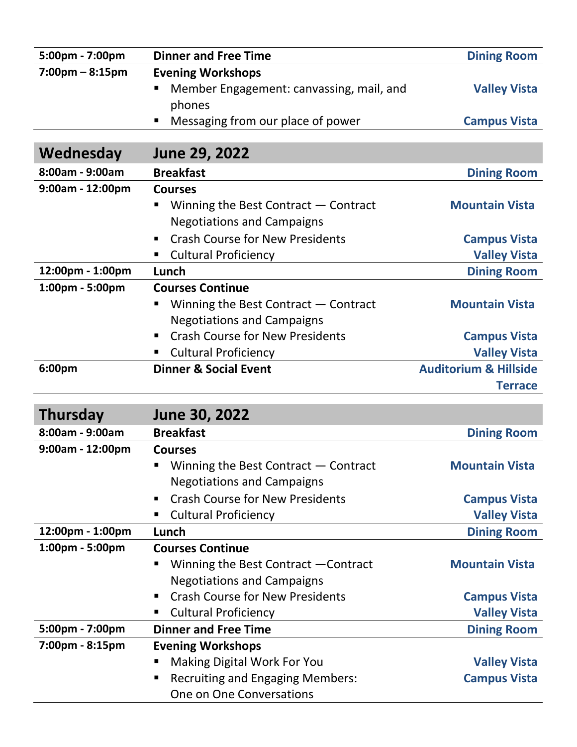| | | |
|---|---|---|
| **5:00pm - 7:00pm** | **Dinner and Free Time** | **Dining Room** |
| **7:00pm – 8:15pm** | **Evening Workshops** | |
| | ▪ Member Engagement: canvassing, mail, and phones | **Valley Vista** |
| | ▪ Messaging from our place of power | **Campus Vista** |

| **Wednesday** | **June 29, 2022** | |
|---|---|---|
| **8:00am - 9:00am** | **Breakfast** | **Dining Room** |
| **9:00am - 12:00pm** | **Courses** | |
| | ▪ Winning the Best Contract — Contract Negotiations and Campaigns | **Mountain Vista** |
| | ▪ Crash Course for New Presidents | **Campus Vista** |
| | ▪ Cultural Proficiency | **Valley Vista** |
| **12:00pm - 1:00pm** | **Lunch** | **Dining Room** |
| **1:00pm - 5:00pm** | **Courses Continue** | |
| | ▪ Winning the Best Contract — Contract Negotiations and Campaigns | **Mountain Vista** |
| | ▪ Crash Course for New Presidents | **Campus Vista** |
| | ▪ Cultural Proficiency | **Valley Vista** |
| **6:00pm** | **Dinner & Social Event** | **Auditorium & Hillside Terrace** |

| **Thursday** | **June 30, 2022** | |
|---|---|---|
| **8:00am - 9:00am** | **Breakfast** | **Dining Room** |
| **9:00am - 12:00pm** | **Courses** | |
| | ▪ Winning the Best Contract — Contract Negotiations and Campaigns | **Mountain Vista** |
| | ▪ Crash Course for New Presidents | **Campus Vista** |
| | ▪ Cultural Proficiency | **Valley Vista** |
| **12:00pm - 1:00pm** | **Lunch** | **Dining Room** |
| **1:00pm - 5:00pm** | **Courses Continue** | |
| | ▪ Winning the Best Contract —Contract Negotiations and Campaigns | **Mountain Vista** |
| | ▪ Crash Course for New Presidents | **Campus Vista** |
| | ▪ Cultural Proficiency | **Valley Vista** |
| **5:00pm - 7:00pm** | **Dinner and Free Time** | **Dining Room** |
| **7:00pm - 8:15pm** | **Evening Workshops** | |
| | ▪ Making Digital Work For You | **Valley Vista** |
| | ▪ Recruiting and Engaging Members: One on One Conversations | **Campus Vista** |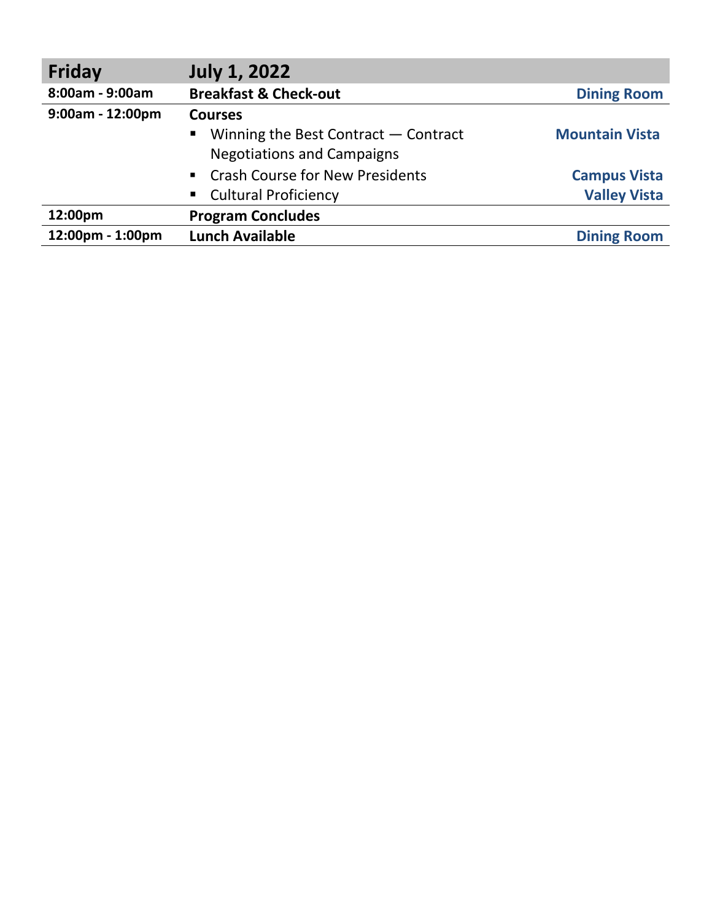| Friday | July 1, 2022 | |
|---|---|---|
| **8:00am - 9:00am** | **Breakfast & Check-out** | **Dining Room** |
| **9:00am - 12:00pm** | **Courses** | |
| | ▪ Winning the Best Contract — Contract Negotiations and Campaigns | **Mountain Vista** |
| | ▪ Crash Course for New Presidents | **Campus Vista** |
| | ▪ Cultural Proficiency | **Valley Vista** |
| **12:00pm** | **Program Concludes** | |
| **12:00pm - 1:00pm** | **Lunch Available** | **Dining Room** |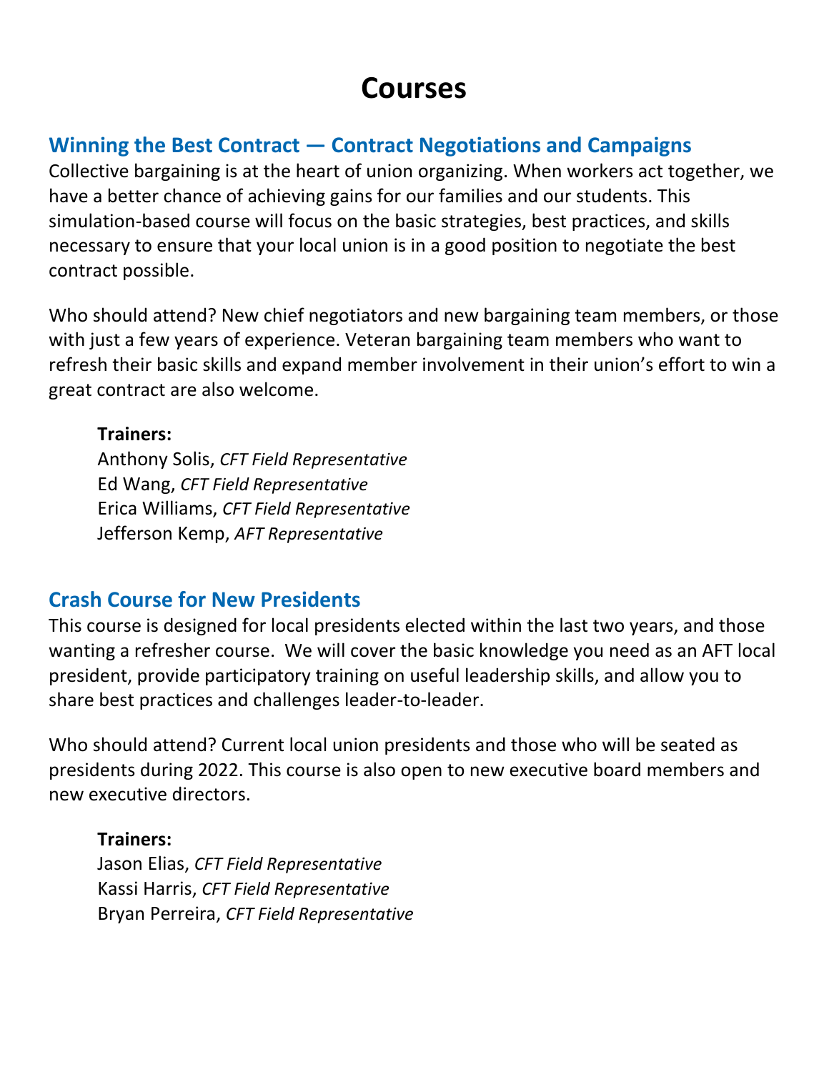# Courses

## Winning the Best Contract — Contract Negotiations and Campaigns

Collective bargaining is at the heart of union organizing. When workers act together, we have a better chance of achieving gains for our families and our students. This simulation-based course will focus on the basic strategies, best practices, and skills necessary to ensure that your local union is in a good position to negotiate the best contract possible.

Who should attend? New chief negotiators and new bargaining team members, or those with just a few years of experience. Veteran bargaining team members who want to refresh their basic skills and expand member involvement in their union's effort to win a great contract are also welcome.

**Trainers:**
Anthony Solis, *CFT Field Representative*
Ed Wang, *CFT Field Representative*
Erica Williams, *CFT Field Representative*
Jefferson Kemp, *AFT Representative*

## Crash Course for New Presidents

This course is designed for local presidents elected within the last two years, and those wanting a refresher course. We will cover the basic knowledge you need as an AFT local president, provide participatory training on useful leadership skills, and allow you to share best practices and challenges leader-to-leader.

Who should attend? Current local union presidents and those who will be seated as presidents during 2022. This course is also open to new executive board members and new executive directors.

**Trainers:**
Jason Elias, *CFT Field Representative*
Kassi Harris, *CFT Field Representative*
Bryan Perreira, *CFT Field Representative*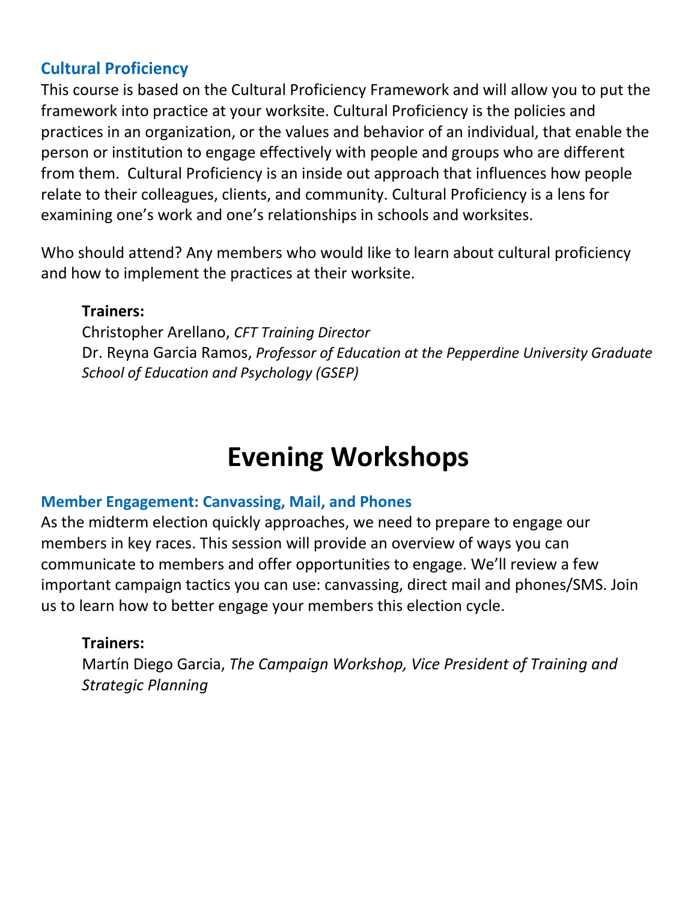### Cultural Proficiency

This course is based on the Cultural Proficiency Framework and will allow you to put the framework into practice at your worksite. Cultural Proficiency is the policies and practices in an organization, or the values and behavior of an individual, that enable the person or institution to engage effectively with people and groups who are different from them. Cultural Proficiency is an inside out approach that influences how people relate to their colleagues, clients, and community. Cultural Proficiency is a lens for examining one's work and one's relationships in schools and worksites.

Who should attend? Any members who would like to learn about cultural proficiency and how to implement the practices at their worksite.

**Trainers:**
Christopher Arellano, *CFT Training Director*
Dr. Reyna Garcia Ramos, *Professor of Education at the Pepperdine University Graduate School of Education and Psychology (GSEP)*

# Evening Workshops

### Member Engagement: Canvassing, Mail, and Phones

As the midterm election quickly approaches, we need to prepare to engage our members in key races. This session will provide an overview of ways you can communicate to members and offer opportunities to engage. We'll review a few important campaign tactics you can use: canvassing, direct mail and phones/SMS. Join us to learn how to better engage your members this election cycle.

**Trainers:**
Martín Diego Garcia, *The Campaign Workshop, Vice President of Training and Strategic Planning*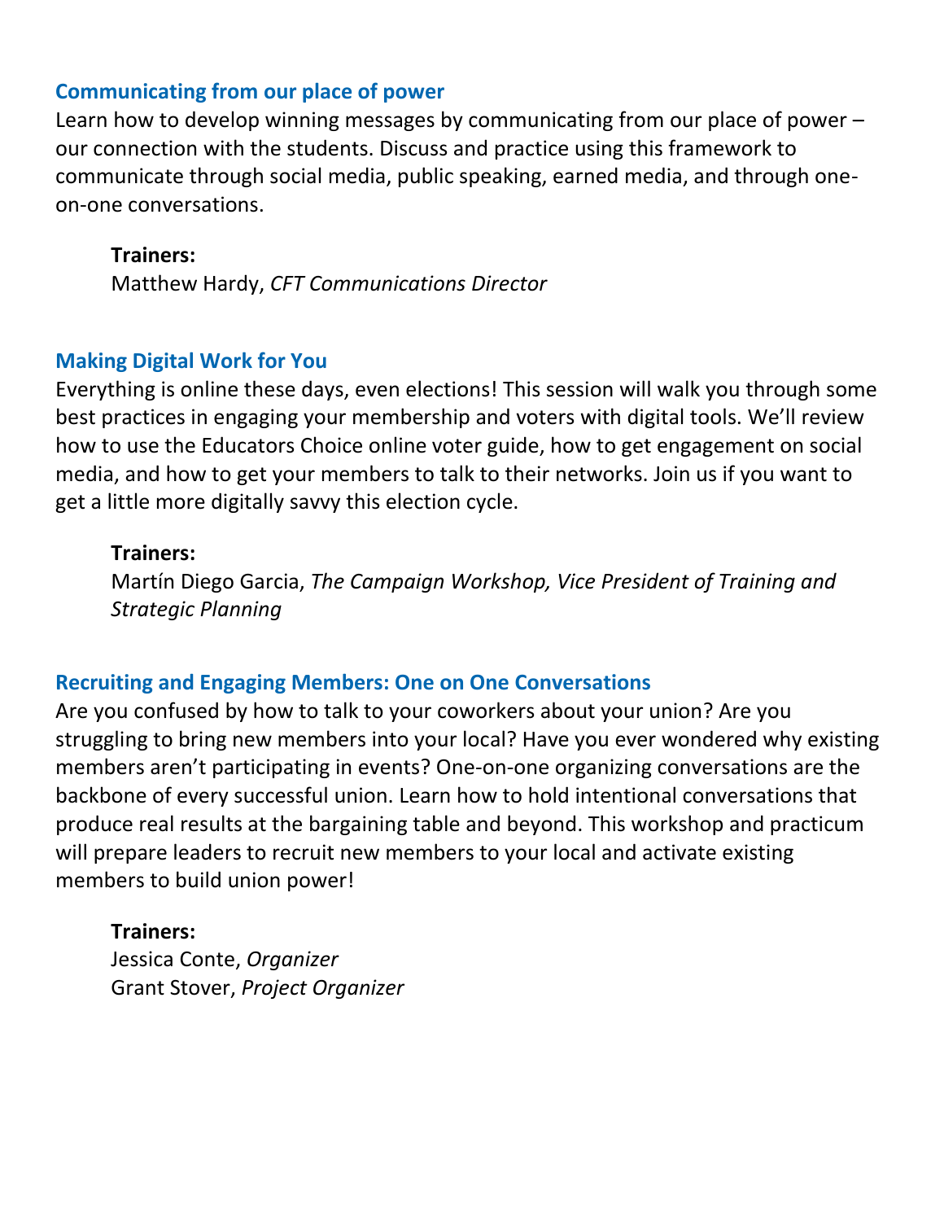### Communicating from our place of power

Learn how to develop winning messages by communicating from our place of power – our connection with the students. Discuss and practice using this framework to communicate through social media, public speaking, earned media, and through one-on-one conversations.

**Trainers:**
Matthew Hardy, *CFT Communications Director*

### Making Digital Work for You

Everything is online these days, even elections! This session will walk you through some best practices in engaging your membership and voters with digital tools. We'll review how to use the Educators Choice online voter guide, how to get engagement on social media, and how to get your members to talk to their networks. Join us if you want to get a little more digitally savvy this election cycle.

**Trainers:**
Martín Diego Garcia, *The Campaign Workshop, Vice President of Training and Strategic Planning*

### Recruiting and Engaging Members: One on One Conversations

Are you confused by how to talk to your coworkers about your union? Are you struggling to bring new members into your local? Have you ever wondered why existing members aren't participating in events? One-on-one organizing conversations are the backbone of every successful union. Learn how to hold intentional conversations that produce real results at the bargaining table and beyond. This workshop and practicum will prepare leaders to recruit new members to your local and activate existing members to build union power!

**Trainers:**
Jessica Conte, *Organizer*
Grant Stover, *Project Organizer*